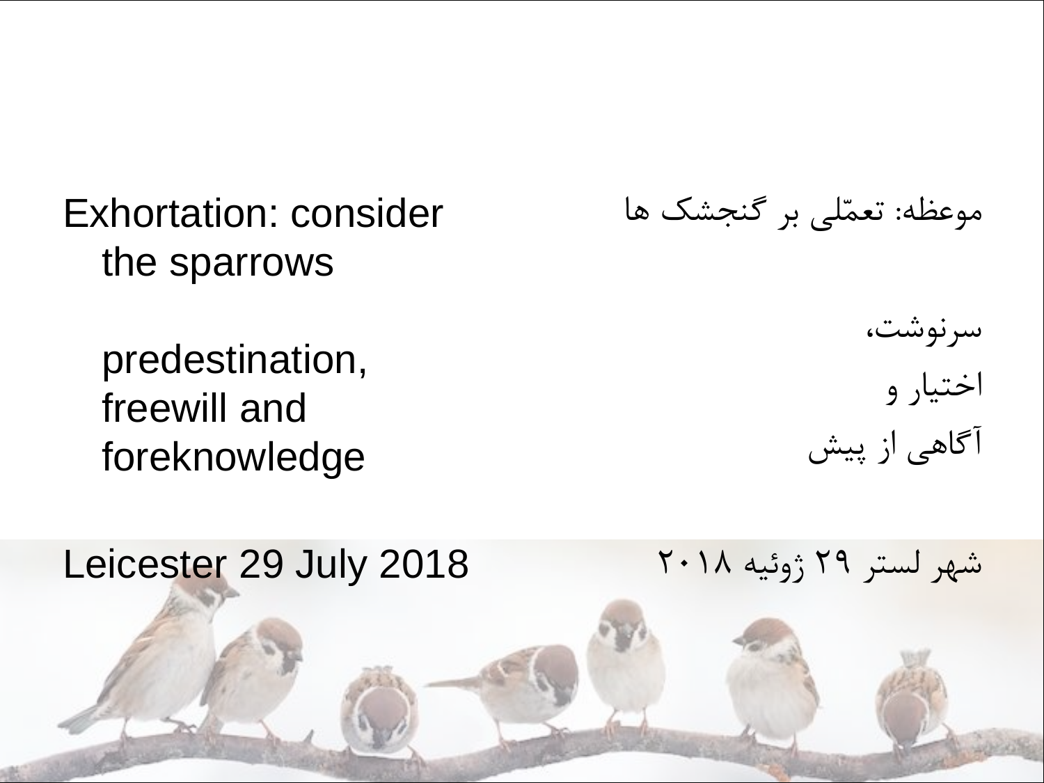Exhortation: consider the sparrows

موعظه: تعمّلی بر گنجشک ها

predestination, freewill and foreknowledge

سرنوشت،

اختیار و

آگاهی از پیش

Leicester 29 July 2018

شهر لستر ۲۹ ژوئیه ۲۰۱۸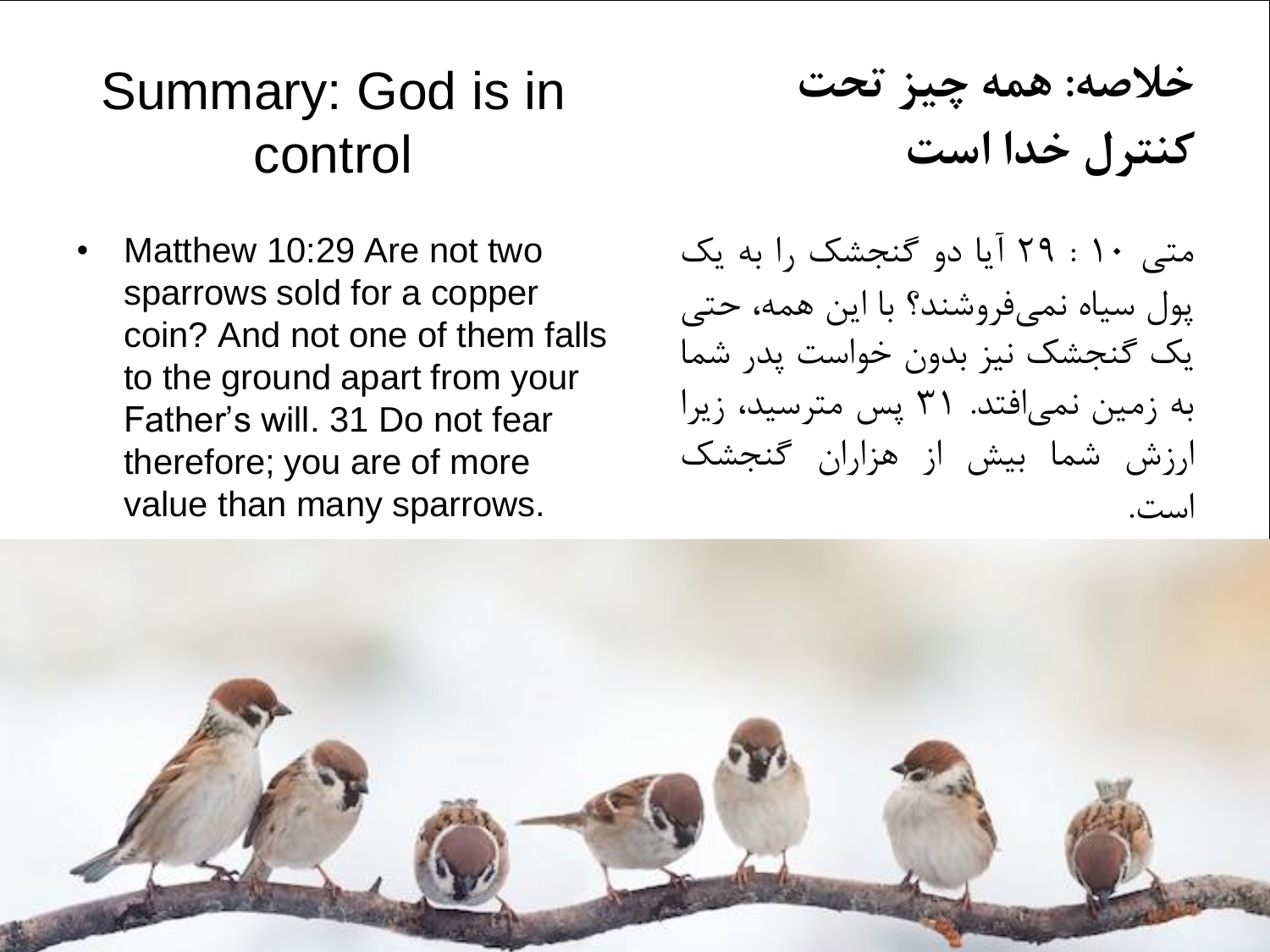# Summary: God is in control

- Matthew 10:29 Are not two sparrows sold for a copper coin? And not one of them falls to the ground apart from your Father's will. 31 Do not fear therefore; you are of more value than many sparrows.

# خلاصه: همه چیز تحت کنترل خدا است

متی ۱۰ : ۲۹ آیا دو گنجشک را به یک پول سیاه نمی‌فروشند؟ با این همه، حتی یک گنجشک نیز بدون خواست پدر شما به زمین نمی‌افتد. ۳۱ پس مترسید، زیرا ارزش شما بیش از هزاران گنجشک است.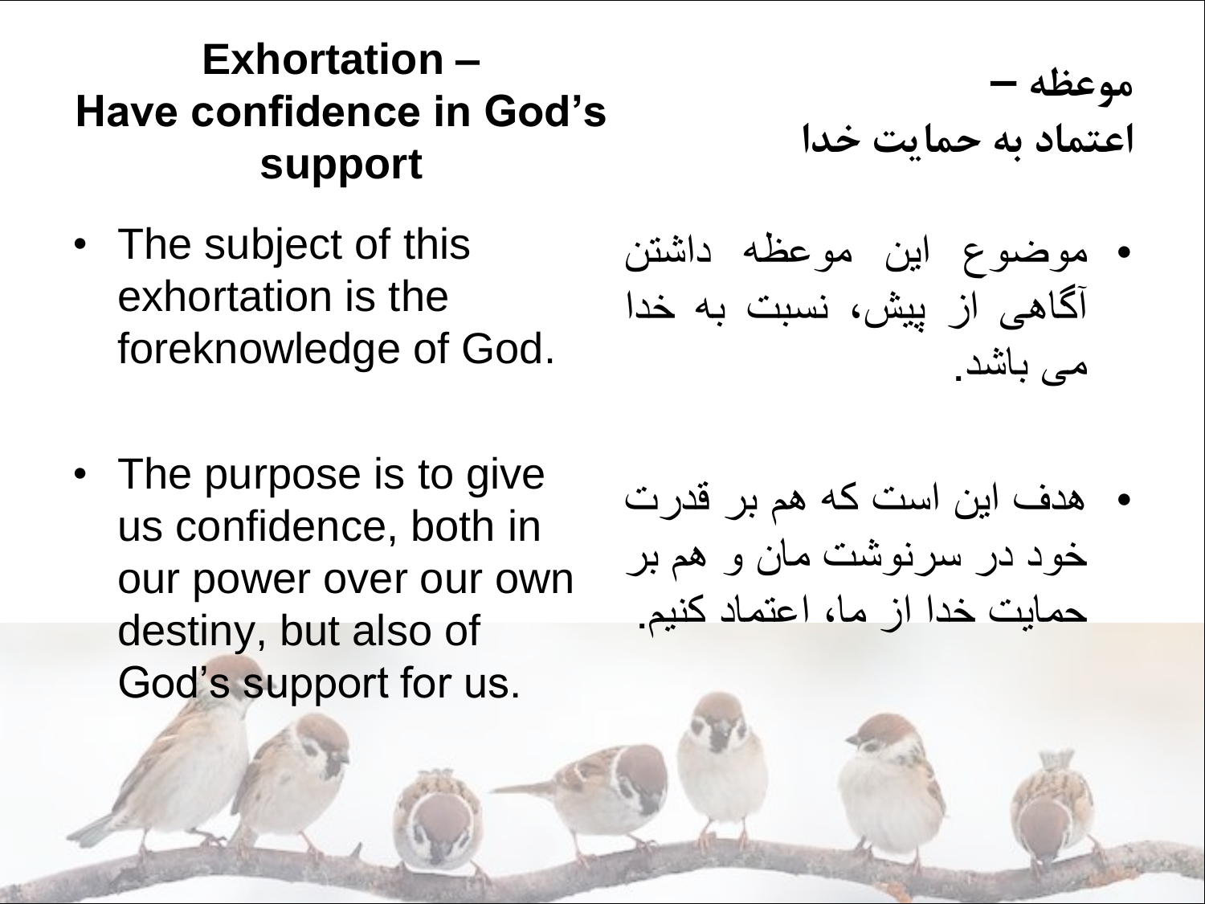## Exhortation – Have confidence in God's support

- The subject of this exhortation is the foreknowledge of God.

- The purpose is to give us confidence, both in our power over our own destiny, but also of God's support for us.

## موعظه – اعتماد به حمایت خدا

- موضوع این موعظه داشتن آگاهی از پیش، نسبت به خدا می باشد.

- هدف این است که هم بر قدرت خود در سرنوشت مان و هم بر حمایت خدا از ما، اعتماد کنیم.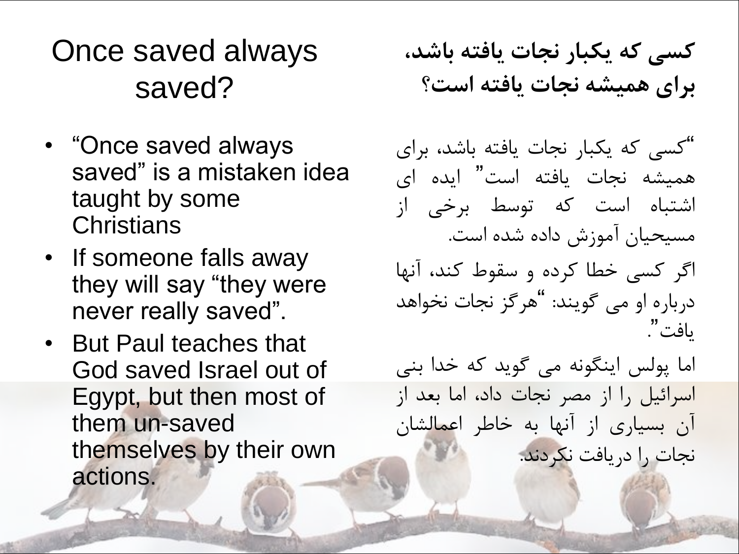# Once saved always saved?

- "Once saved always saved" is a mistaken idea taught by some Christians
- If someone falls away they will say "they were never really saved".
- But Paul teaches that God saved Israel out of Egypt, but then most of them un-saved themselves by their own actions.

# کسی که یکبار نجات یافته باشد، برای همیشه نجات یافته است؟

"کسی که یکبار نجات یافته باشد، برای همیشه نجات یافته است" ایده ای اشتباه است که توسط برخی از مسیحیان آموزش داده شده است.

اگر کسی خطا کرده و سقوط کند، آنها درباره او می گویند: "هرگز نجات نخواهد یافت".

اما پولس اینگونه می گوید که خدا بنی اسرائیل را از مصر نجات داد، اما بعد از آن بسیاری از آنها به خاطر اعمالشان نجات را دریافت نکردند.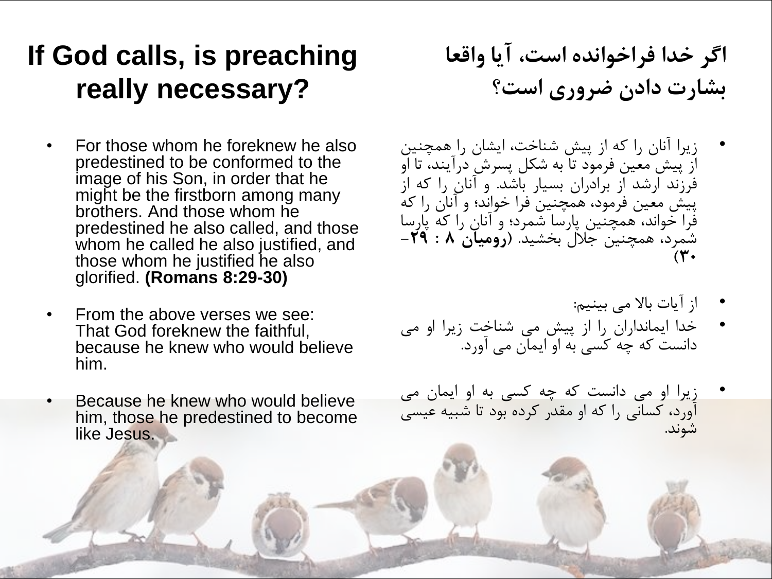# If God calls, is preaching really necessary?

- For those whom he foreknew he also predestined to be conformed to the image of his Son, in order that he might be the firstborn among many brothers. And those whom he predestined he also called, and those whom he called he also justified, and those whom he justified he also glorified. **(Romans 8:29-30)**

- From the above verses we see: That God foreknew the faithful, because he knew who would believe him.

- Because he knew who would believe him, those he predestined to become like Jesus.

# اگر خدا فراخوانده است، آیا واقعا بشارت دادن ضروری است؟

- زیرا آنان را که از پیش شناخت، ایشان را همچنین از پیش معین فرمود تا به شکل پسرش درآیند، تا او فرزند ارشد از برادران بسیار باشد. و آنان را که از پیش معین فرمود، همچنین فرا خواند؛ و آنان را که فرا خواند، همچنین پارسا شمرد؛ و آنان را که پارسا شمرد، همچنین جلال بخشید. (**رومیان ۸ : ۲۹-۳۰**)

- از آیات بالا می بینیم:
- خدا ایمانداران را از پیش می شناخت زیرا او می دانست که چه کسی به او ایمان می آورد.

- زیرا او می دانست که چه کسی به او ایمان می آورد، کسانی را که او مقدر کرده بود تا شبیه عیسی شوند.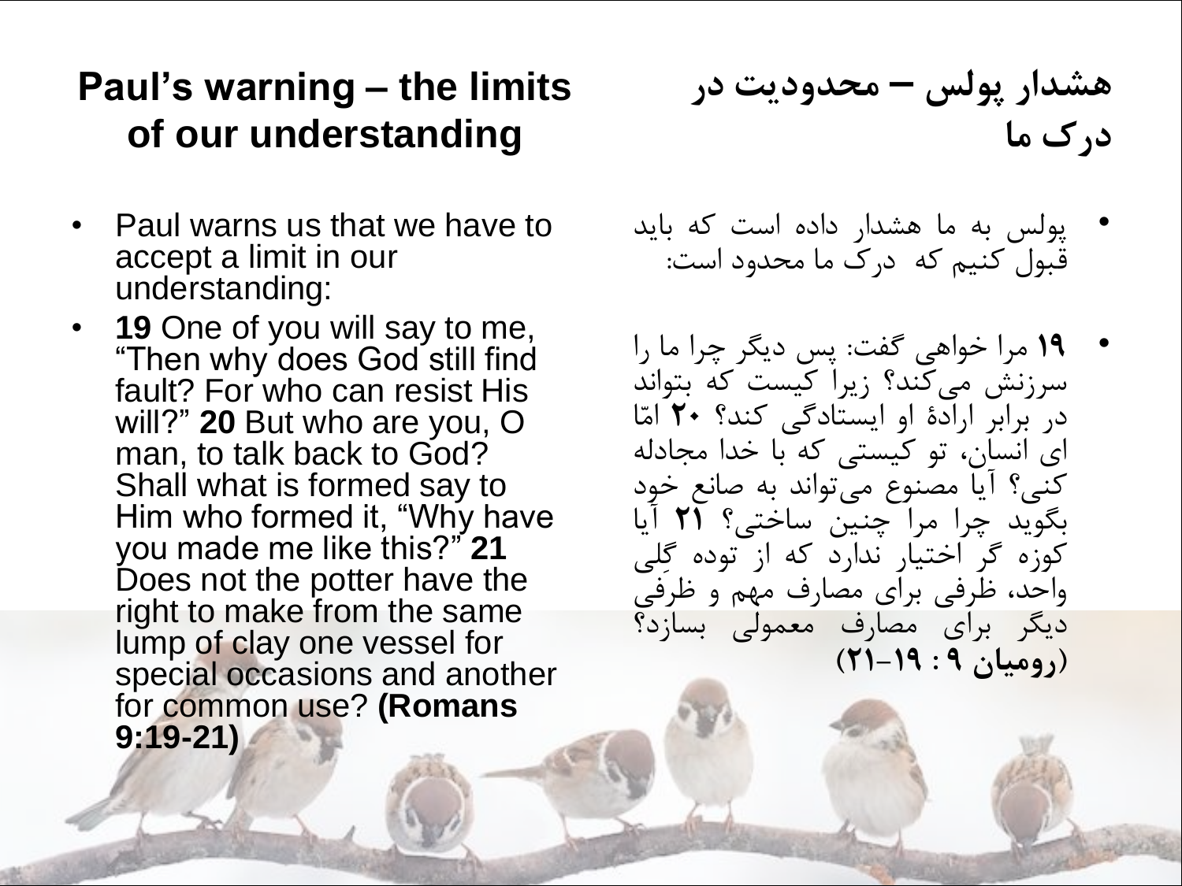## Paul's warning – the limits of our understanding

- Paul warns us that we have to accept a limit in our understanding:
- **19** One of you will say to me, "Then why does God still find fault? For who can resist His will?" **20** But who are you, O man, to talk back to God? Shall what is formed say to Him who formed it, "Why have you made me like this?" **21** Does not the potter have the right to make from the same lump of clay one vessel for special occasions and another for common use? **(Romans 9:19-21)**

## هشدار پولس – محدودیت در درک ما

- پولس به ما هشدار داده است که باید قبول کنیم که درک ما محدود است:
- **۱۹** مرا خواهی گفت: پس دیگر چرا ما را سرزنش می‌کند؟ زیرا کیست که بتواند در برابر ارادهٔ او ایستادگی کند؟ **۲۰** امّا ای انسان، تو کیستی که با خدا مجادله کنی؟ آیا مصنوع می‌تواند به صانع خود بگوید چرا مرا چنین ساختی؟ **۲۱** آیا کوزه گر اختیار ندارد که از توده گِلی واحد، ظرفی برای مصارف مهم و ظرفی دیگر برای مصارف معمولی بسازد؟ (**رومیان ۹ : ۱۹-۲۱**)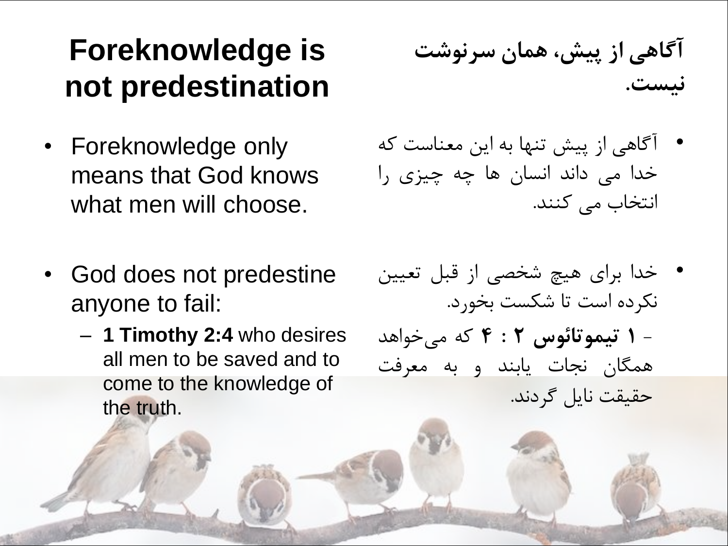## Foreknowledge is not predestination

- Foreknowledge only means that God knows what men will choose.

- God does not predestine anyone to fail:
  - **1 Timothy 2:4** who desires all men to be saved and to come to the knowledge of the truth.

## آگاهی از پیش، همان سرنوشت نیست.

- آگاهی از پیش تنها به این معناست که خدا می داند انسان ها چه چیزی را انتخاب می کنند.

- خدا برای هیچ شخصی از قبل تعیین نکرده است تا شکست بخورد.
  - **۱ تیموتائوس ۲ : ۴** که می‌خواهد همگان نجات یابند و به معرفت حقیقت نایل گردند.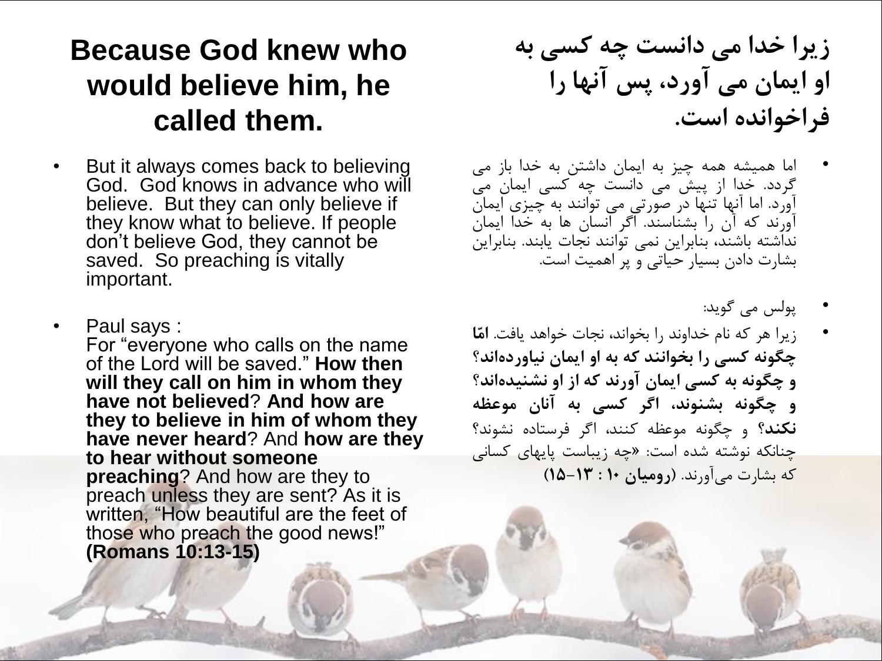## Because God knew who would believe him, he called them.

- But it always comes back to believing God. God knows in advance who will believe. But they can only believe if they know what to believe. If people don't believe God, they cannot be saved. So preaching is vitally important.

- Paul says :
  For "everyone who calls on the name of the Lord will be saved." **How then will they call on him in whom they have not believed**? **And how are they to believe in him of whom they have never heard**? And **how are they to hear without someone preaching**? And how are they to preach unless they are sent? As it is written, "How beautiful are the feet of those who preach the good news!" **(Romans 10:13-15)**

## زیرا خدا می دانست چه کسی به او ایمان می آورد، پس آنها را فراخوانده است.

- اما همیشه همه چیز به ایمان داشتن به خدا باز می گردد. خدا از پیش می دانست چه کسی ایمان می آورد. اما آنها تنها در صورتی می توانند به چیزی ایمان آورند که آن را بشناسند. اگر انسان ها به خدا ایمان نداشته باشند، بنابراین نمی توانند نجات یابند. بنابراین بشارت دادن بسیار حیاتی و پر اهمیت است.

- پولس می گوید:
- زیرا هر که نام خداوند را بخواند، نجات خواهد یافت. **امّا چگونه کسی را بخوانند که به او ایمان نیاورده‌اند؟ و چگونه به کسی ایمان آورند که از او نشنیده‌اند؟ و چگونه بشنوند، اگر کسی به آنان موعظه نکند؟** و چگونه موعظه کنند، اگر فرستاده نشوند؟ چنانکه نوشته شده است: «چه زیباست پایهای کسانی که بشارت می‌آورند. (**رومیان ۱۰ : ۱۳-۱۵**)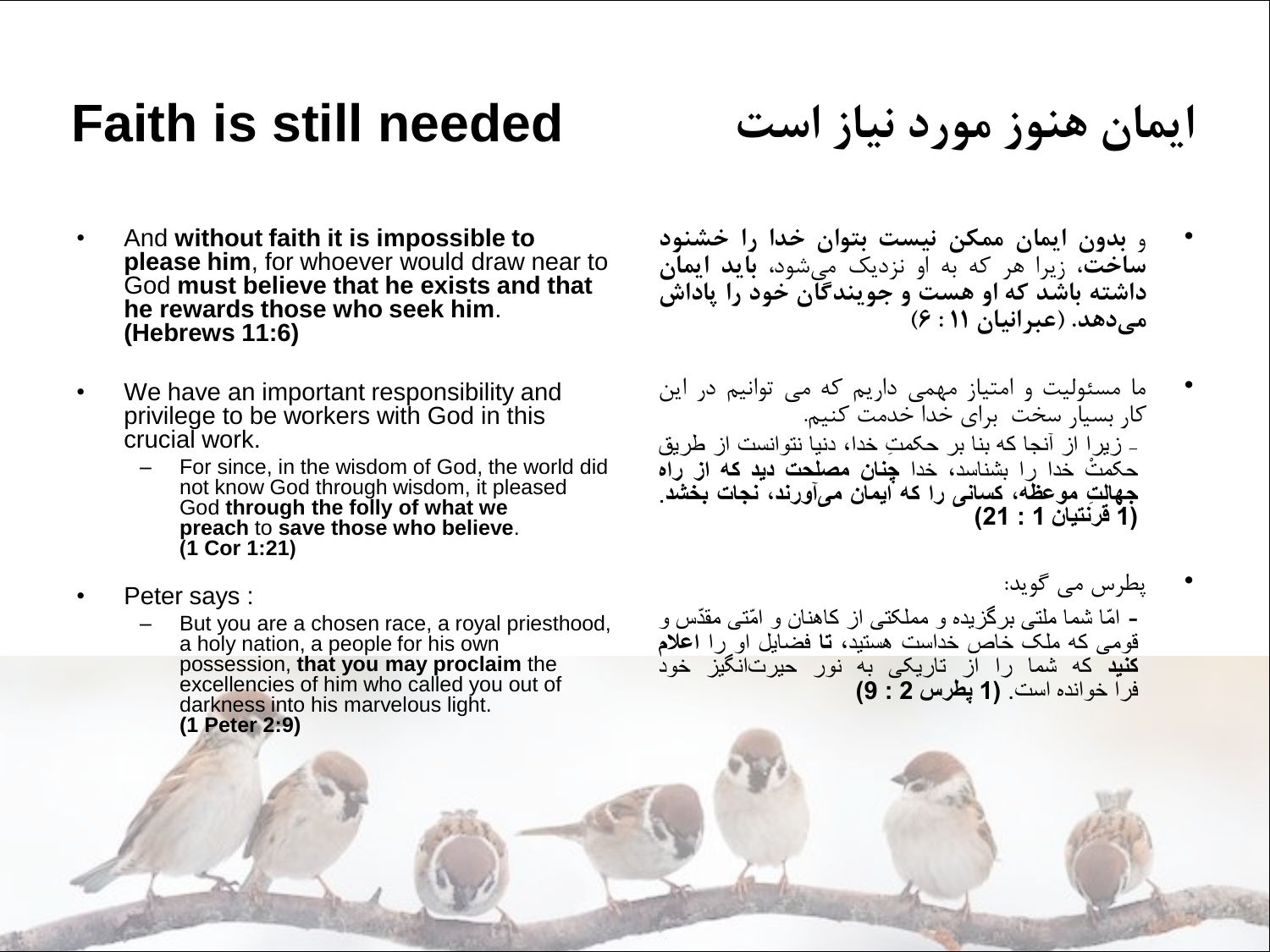# Faith is still needed

# ایمان هنوز مورد نیاز است

- And **without faith it is impossible to please him**, for whoever would draw near to God **must believe that he exists and that he rewards those who seek him**. **(Hebrews 11:6)**

- We have an important responsibility and privilege to be workers with God in this crucial work.
  - For since, in the wisdom of God, the world did not know God through wisdom, it pleased God **through the folly of what we preach** to **save those who believe**. **(1 Cor 1:21)**

- Peter says :
  - But you are a chosen race, a royal priesthood, a holy nation, a people for his own possession, **that you may proclaim** the excellencies of him who called you out of darkness into his marvelous light. **(1 Peter 2:9)**

- و **بدون ایمان ممکن نیست بتوان خدا را خشنود ساخت**، زیرا هر که به او نزدیک می‌شود، **باید ایمان داشته باشد که او هست و جویندگان خود را پاداش می‌دهد**. **(عبرانیان ۱۱ : ۶)**

- ما مسئولیت و امتیاز مهمی داریم که می توانیم در این کار بسیار سخت برای خدا خدمت کنیم.
  - زیرا از آنجا که بنا بر حکمتِ خدا، دنیا نتوانست از طریق حکمتْ خدا را بشناسد، خدا **چنان مصلحت دید که از راه جهالتِ موعظه، کسانی را که ایمان می‌آورند، نجات بخشد**. **(1 قُرِنتیان 1 : 21)**

- پطرس می گوید:
  - امّا شما ملتی برگزیده و مملکتی از کاهنان و امّتی مقدّس و قومی که ملک خاص خداست هستید، **تا** فضایل او را **اعلام کنید** که شما را از تاریکی به نور حیرت‌انگیز خود فرا خوانده است. **(1 پطرس 2 : 9)**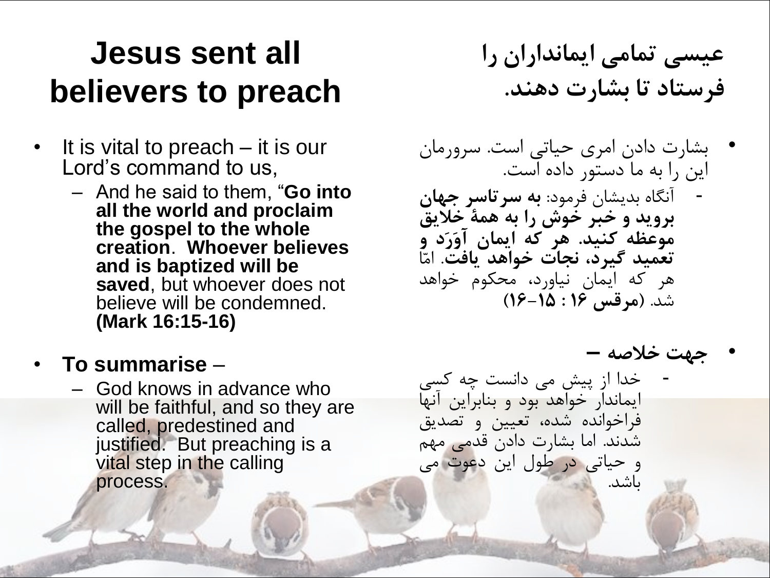# Jesus sent all believers to preach

- It is vital to preach – it is our Lord's command to us,
  - And he said to them, "**Go into all the world and proclaim the gospel to the whole creation**. **Whoever believes and is baptized will be saved**, but whoever does not believe will be condemned. **(Mark 16:15-16)**

- **To summarise** –
  - God knows in advance who will be faithful, and so they are called, predestined and justified. But preaching is a vital step in the calling process.

# عیسی تمامی ایمانداران را فرستاد تا بشارت دهند.

- بشارت دادن امری حیاتی است. سرورمان این را به ما دستور داده است.
  - آنگاه بدیشان فرمود: **به سرتاسر جهان بروید و خبر خوش را به همهٔ خلایق موعظه کنید. هر که ایمان آوَرَد و تعمید گیرد، نجات خواهد یافت**. امّا هر که ایمان نیاورد، محکوم خواهد شد. (**مرقس ۱۶ : ۱۵-۱۶**)

- **جهت خلاصه –**
  - خدا از پیش می دانست چه کسی ایماندار خواهد بود و بنابراین آنها فراخوانده شده، تعیین و تصدیق شدند. اما بشارت دادن قدمی مهم و حیاتی در طول این دعوت می باشد.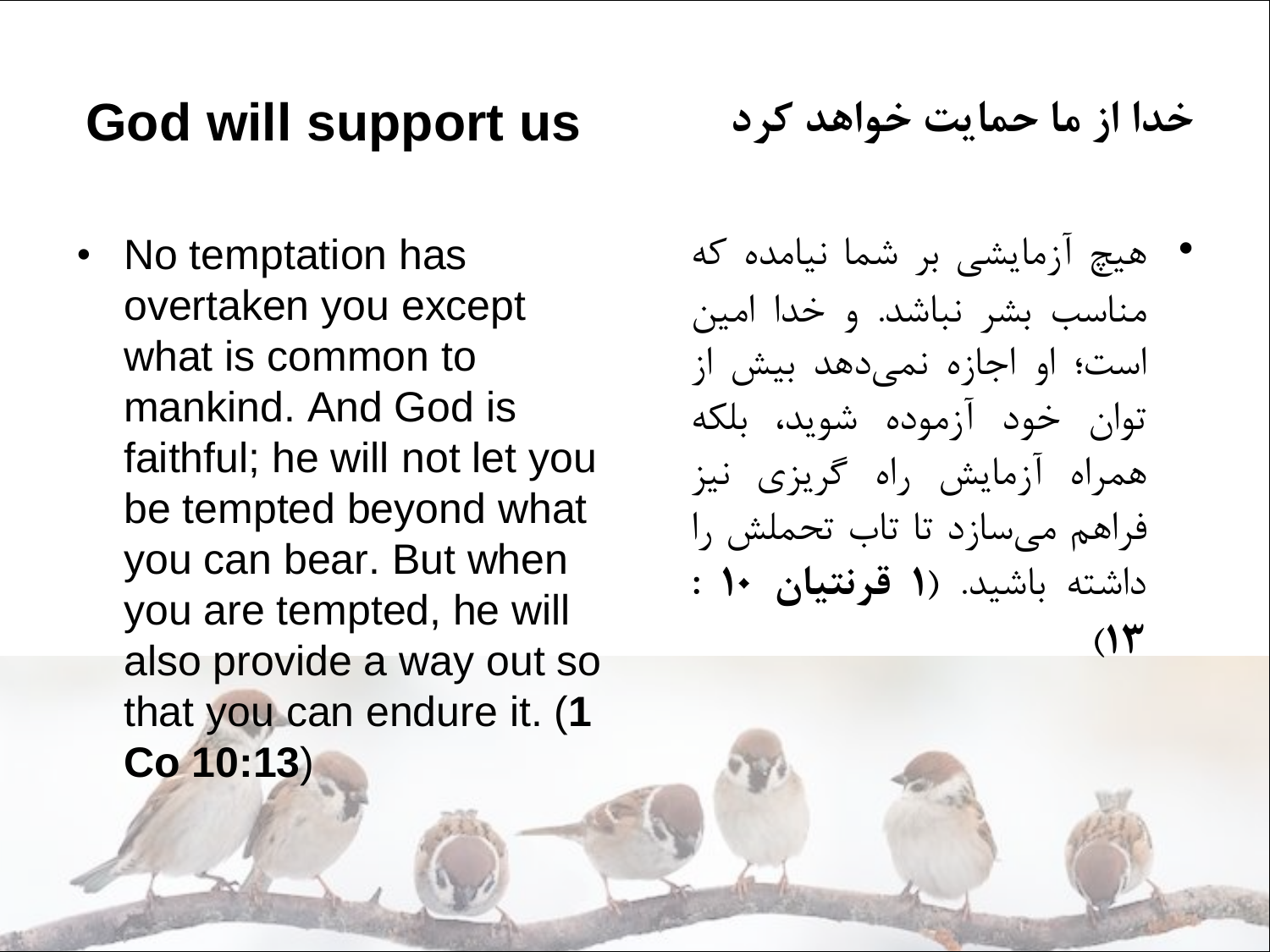## God will support us

- No temptation has overtaken you except what is common to mankind. And God is faithful; he will not let you be tempted beyond what you can bear. But when you are tempted, he will also provide a way out so that you can endure it. (**1 Co 10:13**)

## خدا از ما حمایت خواهد کرد

- هیچ آزمایشی بر شما نیامده که مناسب بشر نباشد. و خدا امین است؛ او اجازه نمی‌دهد بیش از توان خود آزموده شوید، بلکه همراه آزمایش راه گریزی نیز فراهم می‌سازد تا تاب تحملش را داشته باشید. (**۱ قرنتیان ۱۰ : ۱۳**)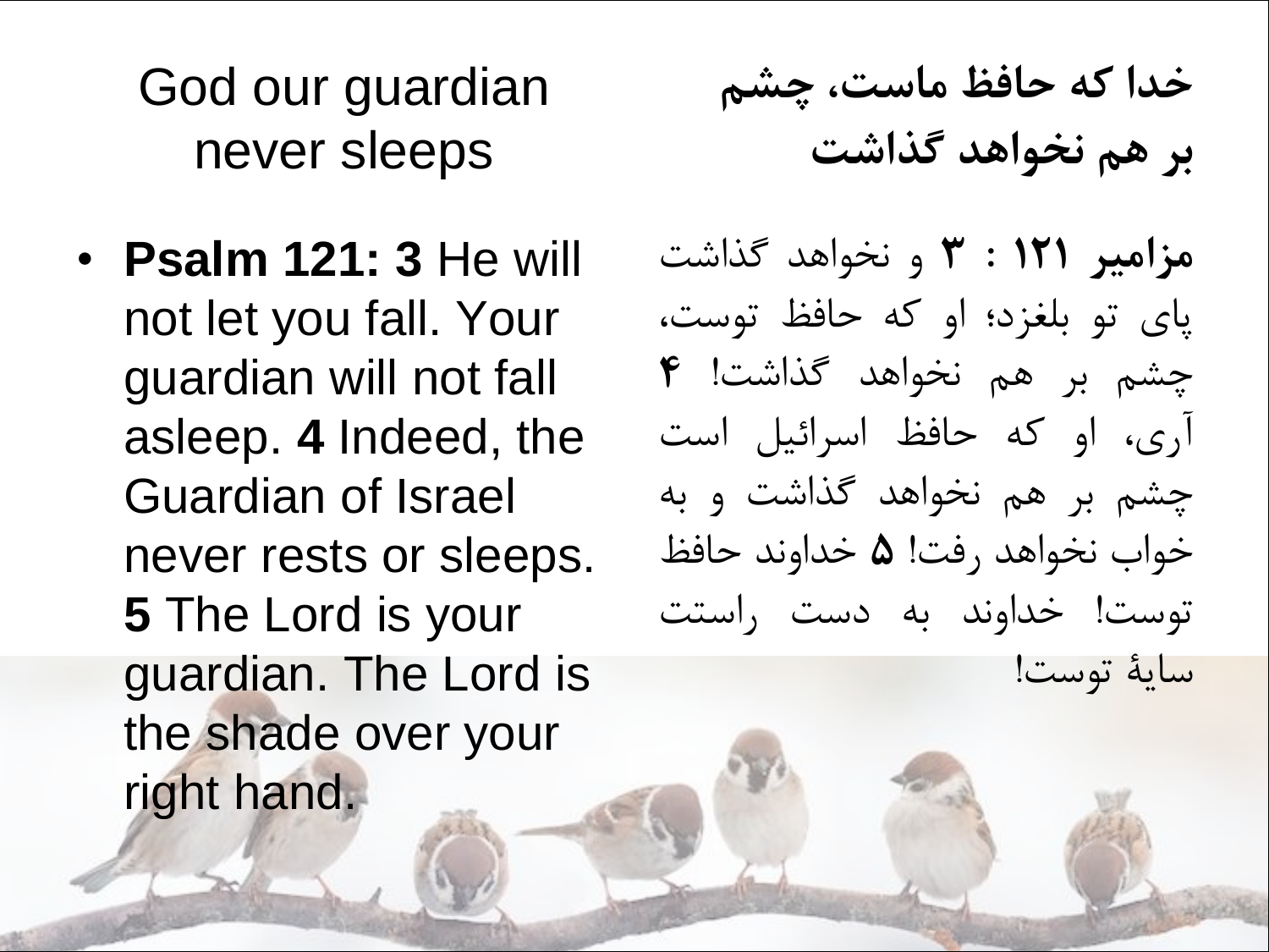# God our guardian never sleeps

- **Psalm 121: 3** He will not let you fall. Your guardian will not fall asleep. **4** Indeed, the Guardian of Israel never rests or sleeps. **5** The Lord is your guardian. The Lord is the shade over your right hand.

# خدا که حافظ ماست، چشم بر هم نخواهد گذاشت

**مزامیر ۱۲۱ : ۳** و نخواهد گذاشت پای تو بلغزد؛ او که حافظ توست، چشم بر هم نخواهد گذاشت! **۴** آری، او که حافظ اسرائیل است چشم بر هم نخواهد گذاشت و به خواب نخواهد رفت! **۵** خداوند حافظ توست! خداوند به دست راستت سایهٔ توست!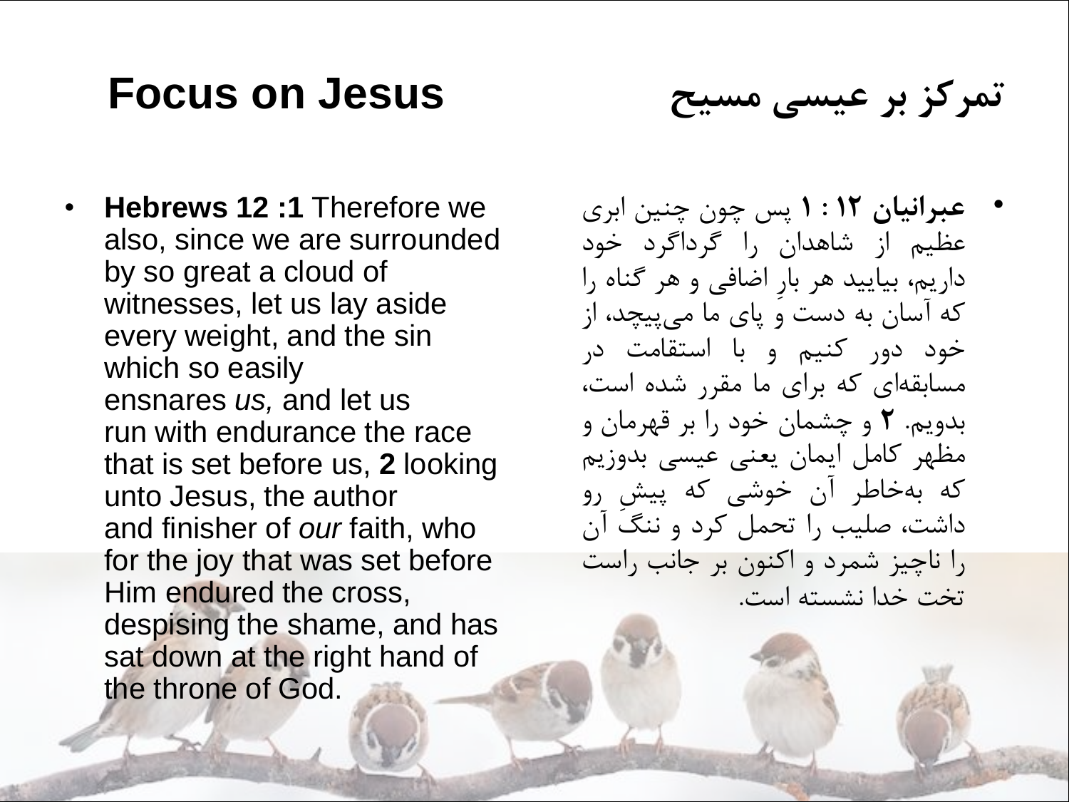# Focus on Jesus

# تمرکز بر عیسی مسیح

- **Hebrews 12 :1** Therefore we also, since we are surrounded by so great a cloud of witnesses, let us lay aside every weight, and the sin which so easily ensnares *us,* and let us run with endurance the race that is set before us, **2** looking unto Jesus, the author and finisher of *our* faith, who for the joy that was set before Him endured the cross, despising the shame, and has sat down at the right hand of the throne of God.

- **عبرانیان ۱۲ : ۱** پس چون چنین ابری عظیم از شاهدان را گرداگرد خود داریم، بیایید هر بارِ اضافی و هر گناه را که آسان به دست و پای ما می‌پیچد، از خود دور کنیم و با استقامت در مسابقه‌ای که برای ما مقرر شده است، بدویم. **۲** و چشمان خود را بر قهرمان و مظهر کامل ایمان یعنی عیسی بدوزیم که به‌خاطر آن خوشی که پیشِ رو داشت، صلیب را تحمل کرد و ننگ آن را ناچیز شمرد و اکنون بر جانب راست تخت خدا نشسته است.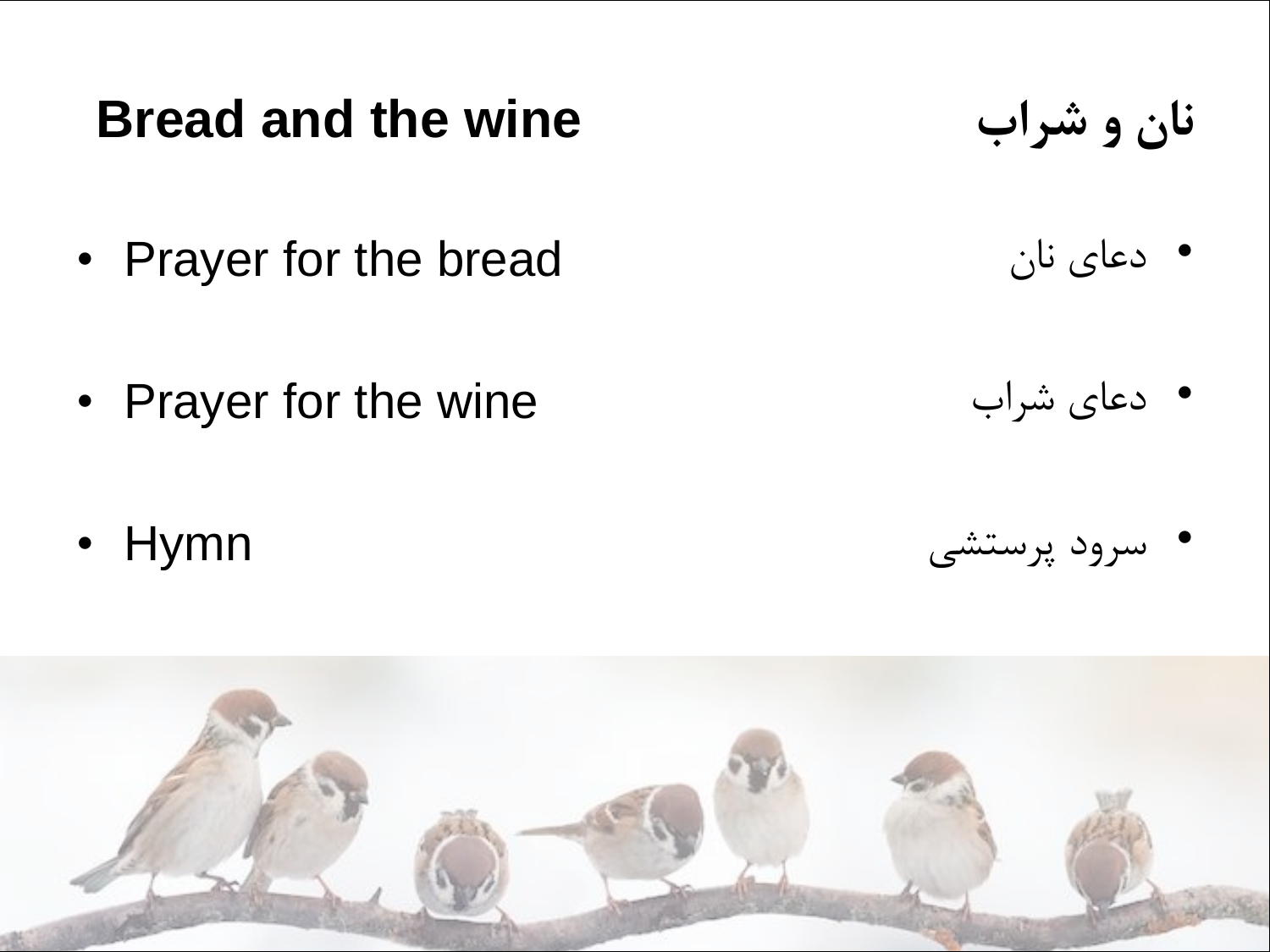## Bread and the wine

- Prayer for the bread
- Prayer for the wine
- Hymn

## نان و شراب

- دعای نان
- دعای شراب
- سرود پرستشی